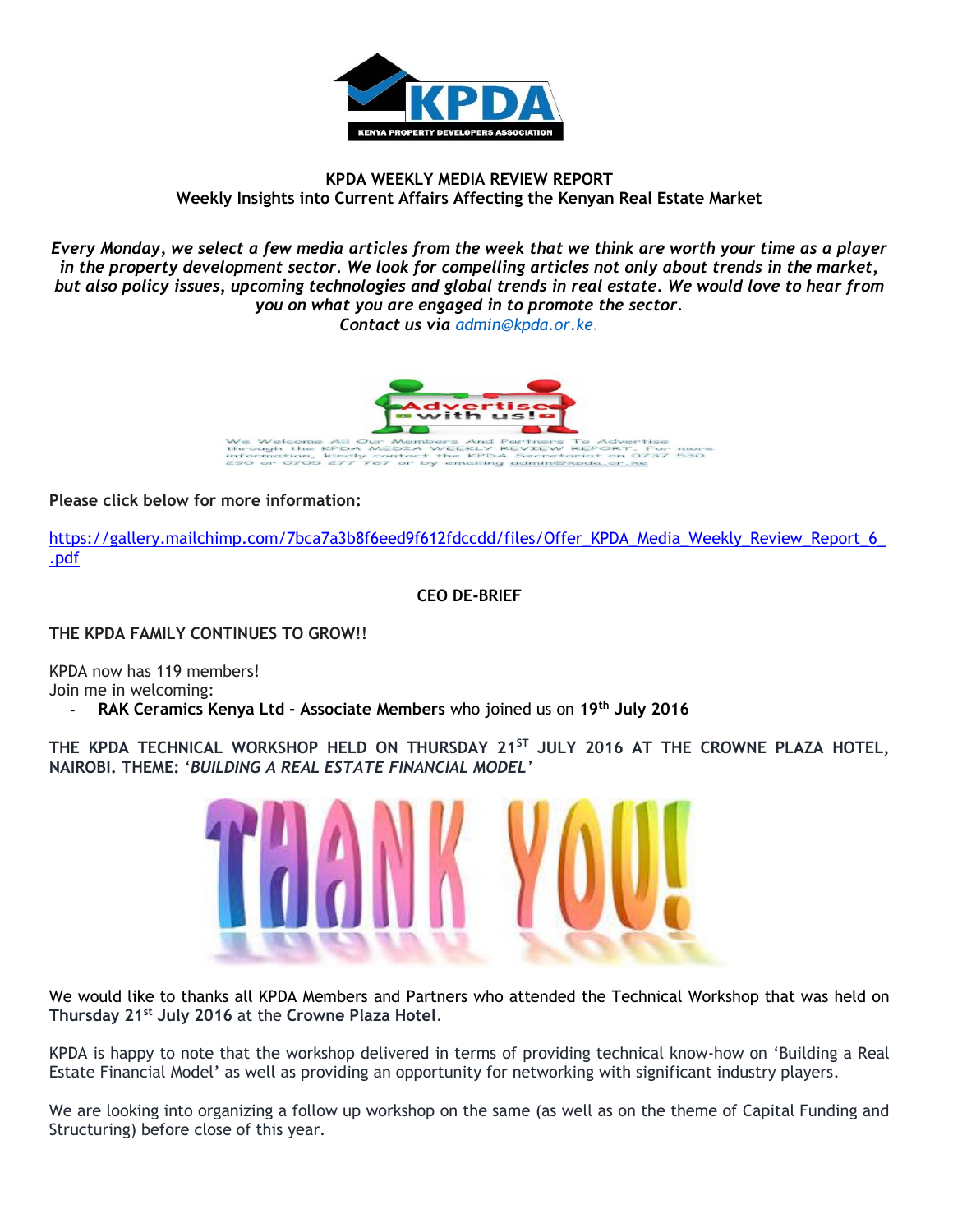**KPDA WEEKLY MEDIA REVIEW REPORT**
**Weekly Insights into Current Affairs Affecting the Kenyan Real Estate Market**

*Every Monday, we select a few media articles from the week that we think are worth your time as a player in the property development sector. We look for compelling articles not only about trends in the market, but also policy issues, upcoming technologies and global trends in real estate. We would love to hear from you on what you are engaged in to promote the sector.*
*Contact us via admin@kpda.or.ke.*

We Welcome All Our Members And Partners To Advertise through the KPDA MEDIA WEEKLY REVIEW REPORT. For more information, kindly contact the KPDA Secretariat on 0737 530 290 or 0705 277 787 or by emailing admin@kpda.or.ke

**Please click below for more information:**

https://gallery.mailchimp.com/7bca7a3b8f6eed9f612fdccdd/files/Offer_KPDA_Media_Weekly_Review_Report_6_.pdf

**CEO DE-BRIEF**

**THE KPDA FAMILY CONTINUES TO GROW!!**

KPDA now has 119 members!
Join me in welcoming:

- **RAK Ceramics Kenya Ltd - Associate Members** who joined us on **19th July 2016**

**THE KPDA TECHNICAL WORKSHOP HELD ON THURSDAY 21ST JULY 2016 AT THE CROWNE PLAZA HOTEL, NAIROBI. THEME: '*BUILDING A REAL ESTATE FINANCIAL MODEL*'**

We would like to thanks all KPDA Members and Partners who attended the Technical Workshop that was held on **Thursday 21st July 2016** at the **Crowne Plaza Hotel**.

KPDA is happy to note that the workshop delivered in terms of providing technical know-how on 'Building a Real Estate Financial Model' as well as providing an opportunity for networking with significant industry players.

We are looking into organizing a follow up workshop on the same (as well as on the theme of Capital Funding and Structuring) before close of this year.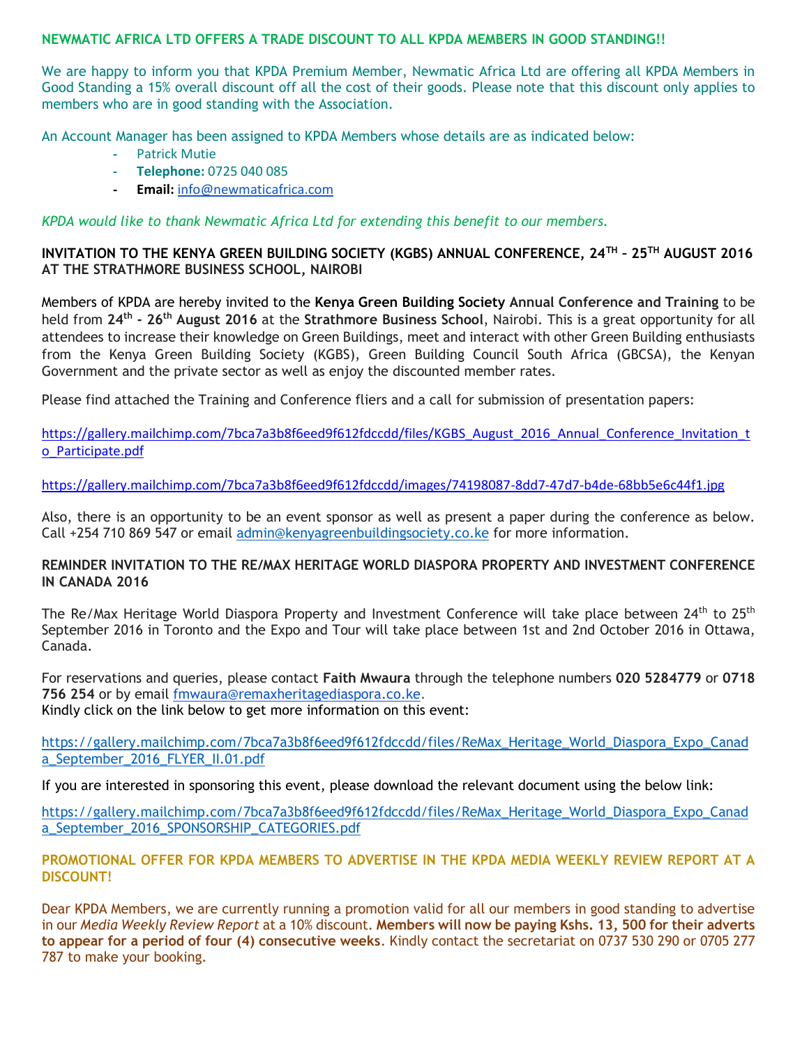## NEWMATIC AFRICA LTD OFFERS A TRADE DISCOUNT TO ALL KPDA MEMBERS IN GOOD STANDING!!

We are happy to inform you that KPDA Premium Member, Newmatic Africa Ltd are offering all KPDA Members in Good Standing a 15% overall discount off all the cost of their goods. Please note that this discount only applies to members who are in good standing with the Association.

An Account Manager has been assigned to KPDA Members whose details are as indicated below:

- Patrick Mutie
- **Telephone:** 0725 040 085
- **Email:** info@newmaticafrica.com

*KPDA would like to thank Newmatic Africa Ltd for extending this benefit to our members.*

## INVITATION TO THE KENYA GREEN BUILDING SOCIETY (KGBS) ANNUAL CONFERENCE, 24TH – 25TH AUGUST 2016 AT THE STRATHMORE BUSINESS SCHOOL, NAIROBI

Members of KPDA are hereby invited to the **Kenya Green Building Society Annual Conference and Training** to be held from **24th - 26th August 2016** at the **Strathmore Business School**, Nairobi. This is a great opportunity for all attendees to increase their knowledge on Green Buildings, meet and interact with other Green Building enthusiasts from the Kenya Green Building Society (KGBS), Green Building Council South Africa (GBCSA), the Kenyan Government and the private sector as well as enjoy the discounted member rates.

Please find attached the Training and Conference fliers and a call for submission of presentation papers:

https://gallery.mailchimp.com/7bca7a3b8f6eed9f612fdccdd/files/KGBS_August_2016_Annual_Conference_Invitation_to_Participate.pdf

https://gallery.mailchimp.com/7bca7a3b8f6eed9f612fdccdd/images/74198087-8dd7-47d7-b4de-68bb5e6c44f1.jpg

Also, there is an opportunity to be an event sponsor as well as present a paper during the conference as below. Call +254 710 869 547 or email admin@kenyagreenbuildingsociety.co.ke for more information.

## REMINDER INVITATION TO THE RE/MAX HERITAGE WORLD DIASPORA PROPERTY AND INVESTMENT CONFERENCE IN CANADA 2016

The Re/Max Heritage World Diaspora Property and Investment Conference will take place between 24th to 25th September 2016 in Toronto and the Expo and Tour will take place between 1st and 2nd October 2016 in Ottawa, Canada.

For reservations and queries, please contact **Faith Mwaura** through the telephone numbers **020 5284779** or **0718 756 254** or by email fmwaura@remaxheritagediaspora.co.ke.
Kindly click on the link below to get more information on this event:

https://gallery.mailchimp.com/7bca7a3b8f6eed9f612fdccdd/files/ReMax_Heritage_World_Diaspora_Expo_Canada_September_2016_FLYER_II.01.pdf

If you are interested in sponsoring this event, please download the relevant document using the below link:

https://gallery.mailchimp.com/7bca7a3b8f6eed9f612fdccdd/files/ReMax_Heritage_World_Diaspora_Expo_Canada_September_2016_SPONSORSHIP_CATEGORIES.pdf

## PROMOTIONAL OFFER FOR KPDA MEMBERS TO ADVERTISE IN THE KPDA MEDIA WEEKLY REVIEW REPORT AT A DISCOUNT!

Dear KPDA Members, we are currently running a promotion valid for all our members in good standing to advertise in our *Media Weekly Review Report* at a 10% discount. **Members will now be paying Kshs. 13, 500 for their adverts to appear for a period of four (4) consecutive weeks**. Kindly contact the secretariat on 0737 530 290 or 0705 277 787 to make your booking.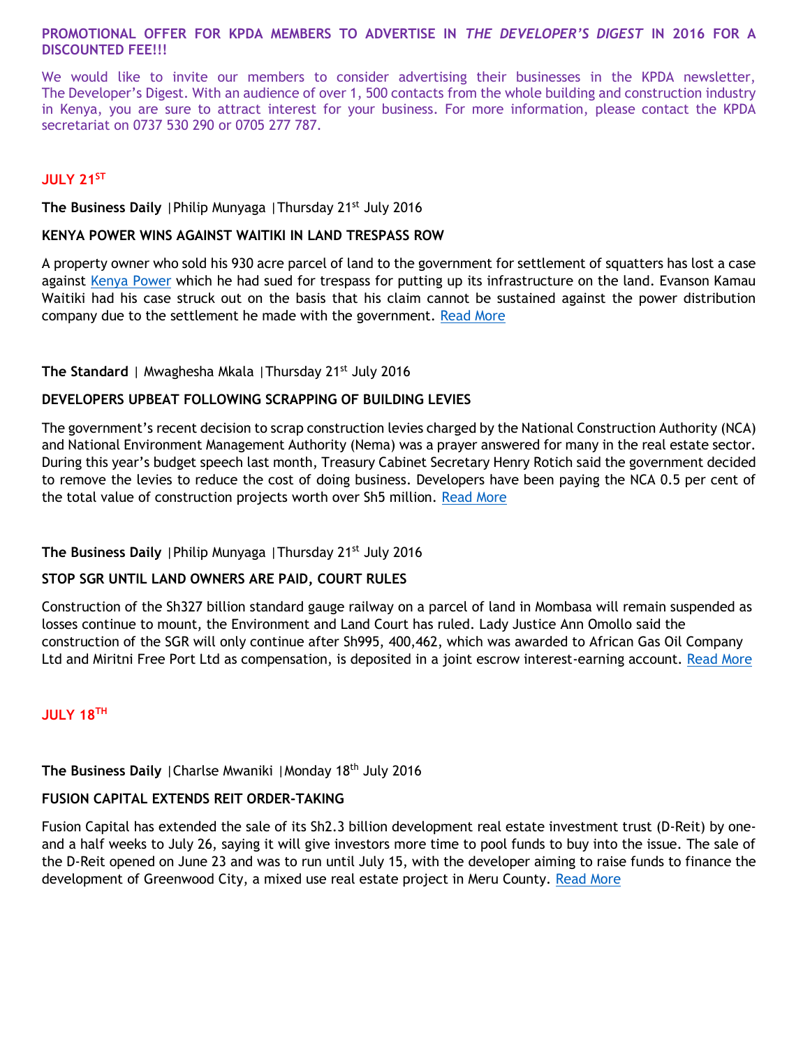**PROMOTIONAL OFFER FOR KPDA MEMBERS TO ADVERTISE IN *THE DEVELOPER'S DIGEST* IN 2016 FOR A DISCOUNTED FEE!!!**

We would like to invite our members to consider advertising their businesses in the KPDA newsletter, The Developer's Digest. With an audience of over 1, 500 contacts from the whole building and construction industry in Kenya, you are sure to attract interest for your business. For more information, please contact the KPDA secretariat on 0737 530 290 or 0705 277 787.

## JULY 21ST

**The Business Daily** |Philip Munyaga |Thursday 21st July 2016

### KENYA POWER WINS AGAINST WAITIKI IN LAND TRESPASS ROW

A property owner who sold his 930 acre parcel of land to the government for settlement of squatters has lost a case against Kenya Power which he had sued for trespass for putting up its infrastructure on the land. Evanson Kamau Waitiki had his case struck out on the basis that his claim cannot be sustained against the power distribution company due to the settlement he made with the government. Read More

**The Standard** | Mwaghesha Mkala |Thursday 21st July 2016

### DEVELOPERS UPBEAT FOLLOWING SCRAPPING OF BUILDING LEVIES

The government's recent decision to scrap construction levies charged by the National Construction Authority (NCA) and National Environment Management Authority (Nema) was a prayer answered for many in the real estate sector. During this year's budget speech last month, Treasury Cabinet Secretary Henry Rotich said the government decided to remove the levies to reduce the cost of doing business. Developers have been paying the NCA 0.5 per cent of the total value of construction projects worth over Sh5 million. Read More

**The Business Daily** |Philip Munyaga |Thursday 21st July 2016

### STOP SGR UNTIL LAND OWNERS ARE PAID, COURT RULES

Construction of the Sh327 billion standard gauge railway on a parcel of land in Mombasa will remain suspended as losses continue to mount, the Environment and Land Court has ruled. Lady Justice Ann Omollo said the construction of the SGR will only continue after Sh995, 400,462, which was awarded to African Gas Oil Company Ltd and Miritni Free Port Ltd as compensation, is deposited in a joint escrow interest-earning account. Read More

## JULY 18TH

**The Business Daily** |Charlse Mwaniki |Monday 18th July 2016

### FUSION CAPITAL EXTENDS REIT ORDER-TAKING

Fusion Capital has extended the sale of its Sh2.3 billion development real estate investment trust (D-Reit) by one-and a half weeks to July 26, saying it will give investors more time to pool funds to buy into the issue. The sale of the D-Reit opened on June 23 and was to run until July 15, with the developer aiming to raise funds to finance the development of Greenwood City, a mixed use real estate project in Meru County. Read More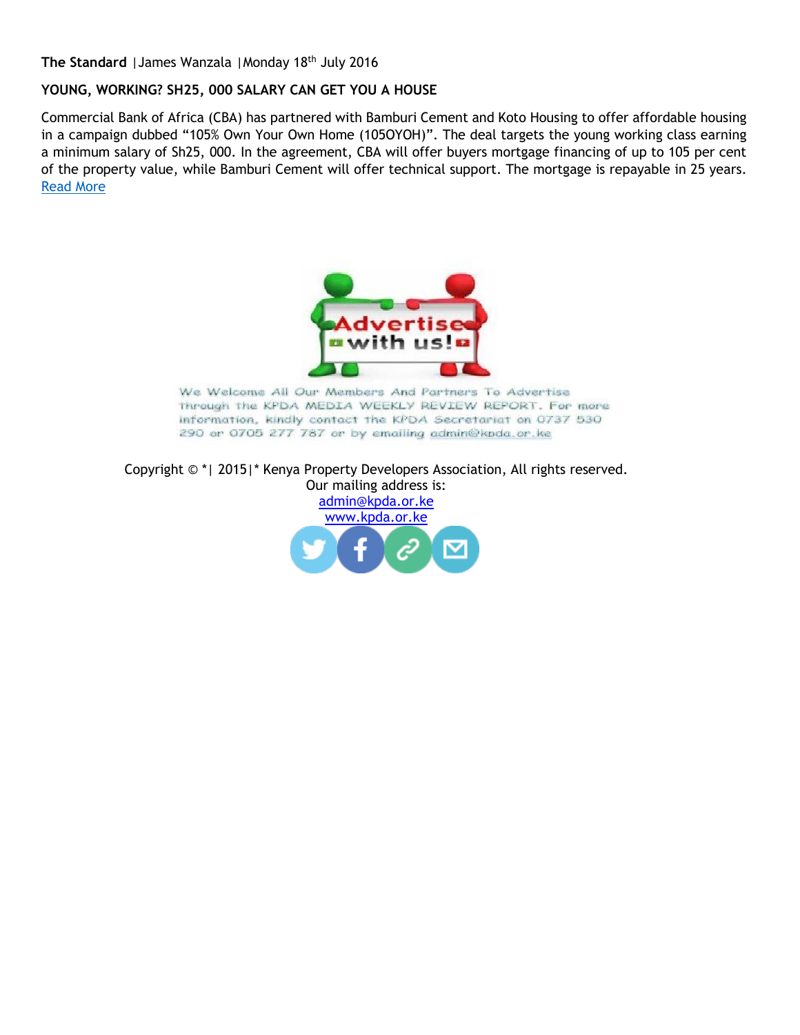**The Standard** |James Wanzala |Monday 18th July 2016

**YOUNG, WORKING? SH25, 000 SALARY CAN GET YOU A HOUSE**

Commercial Bank of Africa (CBA) has partnered with Bamburi Cement and Koto Housing to offer affordable housing in a campaign dubbed "105% Own Your Own Home (105OYOH)". The deal targets the young working class earning a minimum salary of Sh25, 000. In the agreement, CBA will offer buyers mortgage financing of up to 105 per cent of the property value, while Bamburi Cement will offer technical support. The mortgage is repayable in 25 years. Read More

Advertise with us!

We Welcome All Our Members And Partners To Advertise through the KPDA MEDIA WEEKLY REVIEW REPORT. For more information, kindly contact the KPDA Secretariat on 0737 530 290 or 0705 277 787 or by emailing admin@kpda.or.ke

Copyright © *| 2015|* Kenya Property Developers Association, All rights reserved.
Our mailing address is:
admin@kpda.or.ke
www.kpda.or.ke